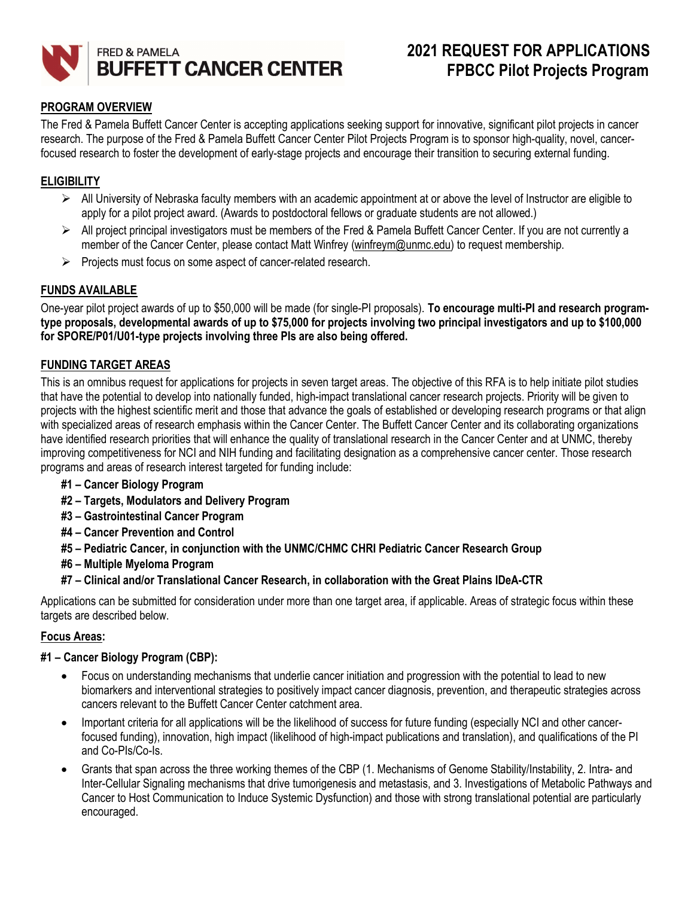FRED & PAMELA
**BUFFETT CANCER CENTER**

# 2021 REQUEST FOR APPLICATIONS
# FPBCC Pilot Projects Program

## PROGRAM OVERVIEW

The Fred & Pamela Buffett Cancer Center is accepting applications seeking support for innovative, significant pilot projects in cancer research. The purpose of the Fred & Pamela Buffett Cancer Center Pilot Projects Program is to sponsor high-quality, novel, cancer-focused research to foster the development of early-stage projects and encourage their transition to securing external funding.

## ELIGIBILITY

- All University of Nebraska faculty members with an academic appointment at or above the level of Instructor are eligible to apply for a pilot project award. (Awards to postdoctoral fellows or graduate students are not allowed.)
- All project principal investigators must be members of the Fred & Pamela Buffett Cancer Center. If you are not currently a member of the Cancer Center, please contact Matt Winfrey (winfreym@unmc.edu) to request membership.
- Projects must focus on some aspect of cancer-related research.

## FUNDS AVAILABLE

One-year pilot project awards of up to $50,000 will be made (for single-PI proposals). **To encourage multi-PI and research program-type proposals, developmental awards of up to $75,000 for projects involving two principal investigators and up to $100,000 for SPORE/P01/U01-type projects involving three PIs are also being offered.**

## FUNDING TARGET AREAS

This is an omnibus request for applications for projects in seven target areas. The objective of this RFA is to help initiate pilot studies that have the potential to develop into nationally funded, high-impact translational cancer research projects. Priority will be given to projects with the highest scientific merit and those that advance the goals of established or developing research programs or that align with specialized areas of research emphasis within the Cancer Center. The Buffett Cancer Center and its collaborating organizations have identified research priorities that will enhance the quality of translational research in the Cancer Center and at UNMC, thereby improving competitiveness for NCI and NIH funding and facilitating designation as a comprehensive cancer center. Those research programs and areas of research interest targeted for funding include:

- **#1 – Cancer Biology Program**
- **#2 – Targets, Modulators and Delivery Program**
- **#3 – Gastrointestinal Cancer Program**
- **#4 – Cancer Prevention and Control**
- **#5 – Pediatric Cancer, in conjunction with the UNMC/CHMC CHRI Pediatric Cancer Research Group**
- **#6 – Multiple Myeloma Program**
- **#7 – Clinical and/or Translational Cancer Research, in collaboration with the Great Plains IDeA-CTR**

Applications can be submitted for consideration under more than one target area, if applicable. Areas of strategic focus within these targets are described below.

### Focus Areas:

#### #1 – Cancer Biology Program (CBP):

- Focus on understanding mechanisms that underlie cancer initiation and progression with the potential to lead to new biomarkers and interventional strategies to positively impact cancer diagnosis, prevention, and therapeutic strategies across cancers relevant to the Buffett Cancer Center catchment area.
- Important criteria for all applications will be the likelihood of success for future funding (especially NCI and other cancer-focused funding), innovation, high impact (likelihood of high-impact publications and translation), and qualifications of the PI and Co-PIs/Co-Is.
- Grants that span across the three working themes of the CBP (1. Mechanisms of Genome Stability/Instability, 2. Intra- and Inter-Cellular Signaling mechanisms that drive tumorigenesis and metastasis, and 3. Investigations of Metabolic Pathways and Cancer to Host Communication to Induce Systemic Dysfunction) and those with strong translational potential are particularly encouraged.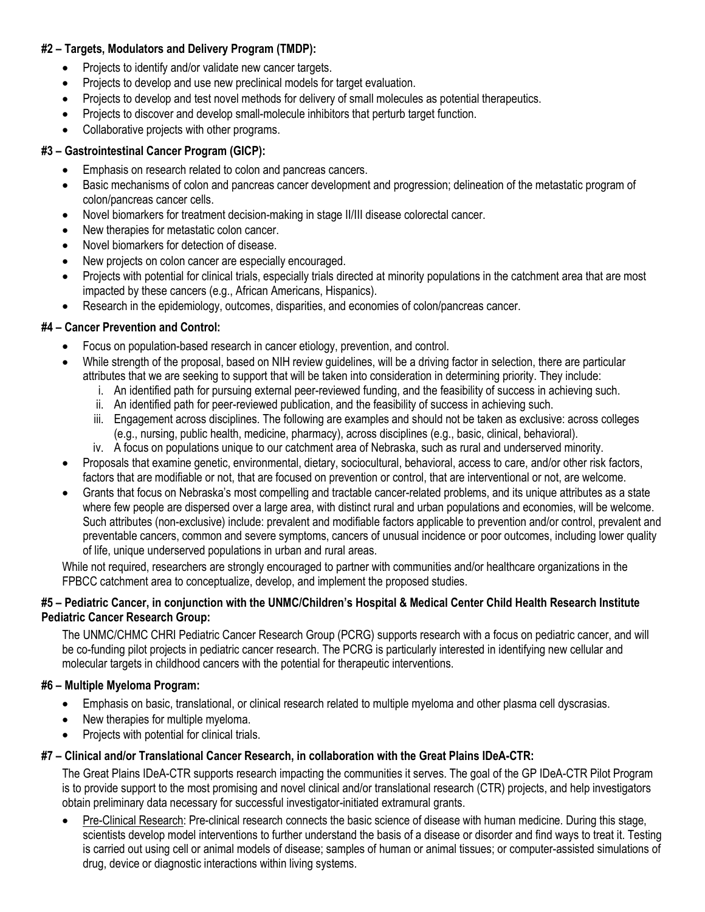**#2 – Targets, Modulators and Delivery Program (TMDP):**

- Projects to identify and/or validate new cancer targets.
- Projects to develop and use new preclinical models for target evaluation.
- Projects to develop and test novel methods for delivery of small molecules as potential therapeutics.
- Projects to discover and develop small-molecule inhibitors that perturb target function.
- Collaborative projects with other programs.

**#3 – Gastrointestinal Cancer Program (GICP):**

- Emphasis on research related to colon and pancreas cancers.
- Basic mechanisms of colon and pancreas cancer development and progression; delineation of the metastatic program of colon/pancreas cancer cells.
- Novel biomarkers for treatment decision-making in stage II/III disease colorectal cancer.
- New therapies for metastatic colon cancer.
- Novel biomarkers for detection of disease.
- New projects on colon cancer are especially encouraged.
- Projects with potential for clinical trials, especially trials directed at minority populations in the catchment area that are most impacted by these cancers (e.g., African Americans, Hispanics).
- Research in the epidemiology, outcomes, disparities, and economies of colon/pancreas cancer.

**#4 – Cancer Prevention and Control:**

- Focus on population-based research in cancer etiology, prevention, and control.
- While strength of the proposal, based on NIH review guidelines, will be a driving factor in selection, there are particular attributes that we are seeking to support that will be taken into consideration in determining priority. They include:
    i. An identified path for pursuing external peer-reviewed funding, and the feasibility of success in achieving such.
    ii. An identified path for peer-reviewed publication, and the feasibility of success in achieving such.
    iii. Engagement across disciplines. The following are examples and should not be taken as exclusive: across colleges (e.g., nursing, public health, medicine, pharmacy), across disciplines (e.g., basic, clinical, behavioral).
    iv. A focus on populations unique to our catchment area of Nebraska, such as rural and underserved minority.
- Proposals that examine genetic, environmental, dietary, sociocultural, behavioral, access to care, and/or other risk factors, factors that are modifiable or not, that are focused on prevention or control, that are interventional or not, are welcome.
- Grants that focus on Nebraska's most compelling and tractable cancer-related problems, and its unique attributes as a state where few people are dispersed over a large area, with distinct rural and urban populations and economies, will be welcome. Such attributes (non-exclusive) include: prevalent and modifiable factors applicable to prevention and/or control, prevalent and preventable cancers, common and severe symptoms, cancers of unusual incidence or poor outcomes, including lower quality of life, unique underserved populations in urban and rural areas.

While not required, researchers are strongly encouraged to partner with communities and/or healthcare organizations in the FPBCC catchment area to conceptualize, develop, and implement the proposed studies.

**#5 – Pediatric Cancer, in conjunction with the UNMC/Children's Hospital & Medical Center Child Health Research Institute Pediatric Cancer Research Group:**

The UNMC/CHMC CHRI Pediatric Cancer Research Group (PCRG) supports research with a focus on pediatric cancer, and will be co-funding pilot projects in pediatric cancer research. The PCRG is particularly interested in identifying new cellular and molecular targets in childhood cancers with the potential for therapeutic interventions.

**#6 – Multiple Myeloma Program:**

- Emphasis on basic, translational, or clinical research related to multiple myeloma and other plasma cell dyscrasias.
- New therapies for multiple myeloma.
- Projects with potential for clinical trials.

**#7 – Clinical and/or Translational Cancer Research, in collaboration with the Great Plains IDeA-CTR:**

The Great Plains IDeA-CTR supports research impacting the communities it serves. The goal of the GP IDeA-CTR Pilot Program is to provide support to the most promising and novel clinical and/or translational research (CTR) projects, and help investigators obtain preliminary data necessary for successful investigator-initiated extramural grants.

- Pre-Clinical Research: Pre-clinical research connects the basic science of disease with human medicine. During this stage, scientists develop model interventions to further understand the basis of a disease or disorder and find ways to treat it. Testing is carried out using cell or animal models of disease; samples of human or animal tissues; or computer-assisted simulations of drug, device or diagnostic interactions within living systems.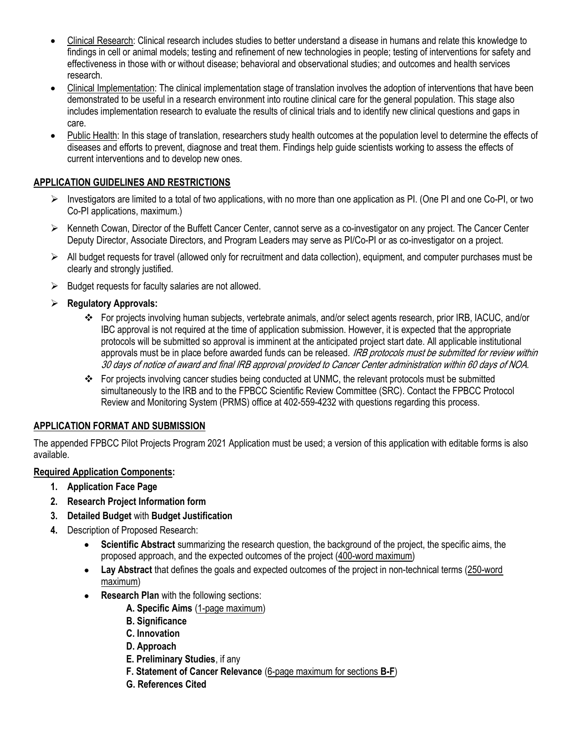- Clinical Research: Clinical research includes studies to better understand a disease in humans and relate this knowledge to findings in cell or animal models; testing and refinement of new technologies in people; testing of interventions for safety and effectiveness in those with or without disease; behavioral and observational studies; and outcomes and health services research.
- Clinical Implementation: The clinical implementation stage of translation involves the adoption of interventions that have been demonstrated to be useful in a research environment into routine clinical care for the general population. This stage also includes implementation research to evaluate the results of clinical trials and to identify new clinical questions and gaps in care.
- Public Health: In this stage of translation, researchers study health outcomes at the population level to determine the effects of diseases and efforts to prevent, diagnose and treat them. Findings help guide scientists working to assess the effects of current interventions and to develop new ones.

## APPLICATION GUIDELINES AND RESTRICTIONS

- Investigators are limited to a total of two applications, with no more than one application as PI. (One PI and one Co-PI, or two Co-PI applications, maximum.)
- Kenneth Cowan, Director of the Buffett Cancer Center, cannot serve as a co-investigator on any project. The Cancer Center Deputy Director, Associate Directors, and Program Leaders may serve as PI/Co-PI or as co-investigator on a project.
- All budget requests for travel (allowed only for recruitment and data collection), equipment, and computer purchases must be clearly and strongly justified.
- Budget requests for faculty salaries are not allowed.
- **Regulatory Approvals:**
  - For projects involving human subjects, vertebrate animals, and/or select agents research, prior IRB, IACUC, and/or IBC approval is not required at the time of application submission. However, it is expected that the appropriate protocols will be submitted so approval is imminent at the anticipated project start date. All applicable institutional approvals must be in place before awarded funds can be released. *IRB protocols must be submitted for review within 30 days of notice of award and final IRB approval provided to Cancer Center administration within 60 days of NOA.*
  - For projects involving cancer studies being conducted at UNMC, the relevant protocols must be submitted simultaneously to the IRB and to the FPBCC Scientific Review Committee (SRC). Contact the FPBCC Protocol Review and Monitoring System (PRMS) office at 402-559-4232 with questions regarding this process.

## APPLICATION FORMAT AND SUBMISSION

The appended FPBCC Pilot Projects Program 2021 Application must be used; a version of this application with editable forms is also available.

**Required Application Components:**

1. **Application Face Page**
2. **Research Project Information form**
3. **Detailed Budget** with **Budget Justification**
4. Description of Proposed Research:
   - **Scientific Abstract** summarizing the research question, the background of the project, the specific aims, the proposed approach, and the expected outcomes of the project (400-word maximum)
   - **Lay Abstract** that defines the goals and expected outcomes of the project in non-technical terms (250-word maximum)
   - **Research Plan** with the following sections:
     - **A. Specific Aims** (1-page maximum)
     - **B. Significance**
     - **C. Innovation**
     - **D. Approach**
     - **E. Preliminary Studies**, if any
     - **F. Statement of Cancer Relevance** (6-page maximum for sections **B-F**)
     - **G. References Cited**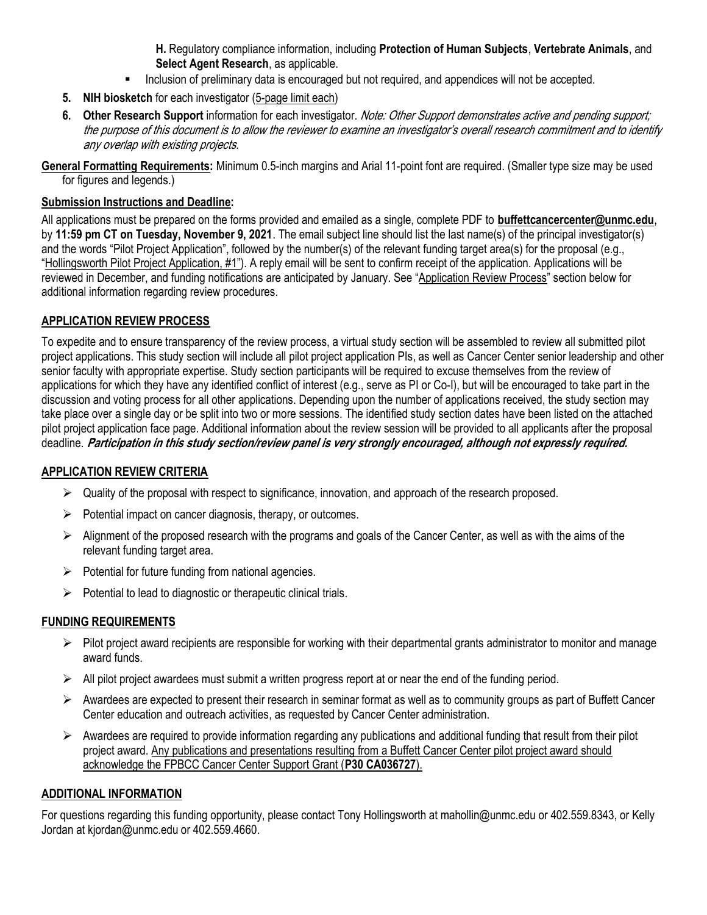**H.** Regulatory compliance information, including **Protection of Human Subjects**, **Vertebrate Animals**, and **Select Agent Research**, as applicable.

- Inclusion of preliminary data is encouraged but not required, and appendices will not be accepted.

5. **NIH biosketch** for each investigator (5-page limit each)
6. **Other Research Support** information for each investigator. *Note: Other Support demonstrates active and pending support; the purpose of this document is to allow the reviewer to examine an investigator's overall research commitment and to identify any overlap with existing projects.*

**General Formatting Requirements:** Minimum 0.5-inch margins and Arial 11-point font are required. (Smaller type size may be used for figures and legends.)

**Submission Instructions and Deadline:**

All applications must be prepared on the forms provided and emailed as a single, complete PDF to **buffettcancercenter@unmc.edu**, by **11:59 pm CT on Tuesday, November 9, 2021**. The email subject line should list the last name(s) of the principal investigator(s) and the words "Pilot Project Application", followed by the number(s) of the relevant funding target area(s) for the proposal (e.g., "Hollingsworth Pilot Project Application, #1"). A reply email will be sent to confirm receipt of the application. Applications will be reviewed in December, and funding notifications are anticipated by January. See "Application Review Process" section below for additional information regarding review procedures.

## APPLICATION REVIEW PROCESS

To expedite and to ensure transparency of the review process, a virtual study section will be assembled to review all submitted pilot project applications. This study section will include all pilot project application PIs, as well as Cancer Center senior leadership and other senior faculty with appropriate expertise. Study section participants will be required to excuse themselves from the review of applications for which they have any identified conflict of interest (e.g., serve as PI or Co-I), but will be encouraged to take part in the discussion and voting process for all other applications. Depending upon the number of applications received, the study section may take place over a single day or be split into two or more sessions. The identified study section dates have been listed on the attached pilot project application face page. Additional information about the review session will be provided to all applicants after the proposal deadline. ***Participation in this study section/review panel is very strongly encouraged, although not expressly required.***

## APPLICATION REVIEW CRITERIA

- Quality of the proposal with respect to significance, innovation, and approach of the research proposed.
- Potential impact on cancer diagnosis, therapy, or outcomes.
- Alignment of the proposed research with the programs and goals of the Cancer Center, as well as with the aims of the relevant funding target area.
- Potential for future funding from national agencies.
- Potential to lead to diagnostic or therapeutic clinical trials.

## FUNDING REQUIREMENTS

- Pilot project award recipients are responsible for working with their departmental grants administrator to monitor and manage award funds.
- All pilot project awardees must submit a written progress report at or near the end of the funding period.
- Awardees are expected to present their research in seminar format as well as to community groups as part of Buffett Cancer Center education and outreach activities, as requested by Cancer Center administration.
- Awardees are required to provide information regarding any publications and additional funding that result from their pilot project award. Any publications and presentations resulting from a Buffett Cancer Center pilot project award should acknowledge the FPBCC Cancer Center Support Grant (**P30 CA036727**).

## ADDITIONAL INFORMATION

For questions regarding this funding opportunity, please contact Tony Hollingsworth at mahollin@unmc.edu or 402.559.8343, or Kelly Jordan at kjordan@unmc.edu or 402.559.4660.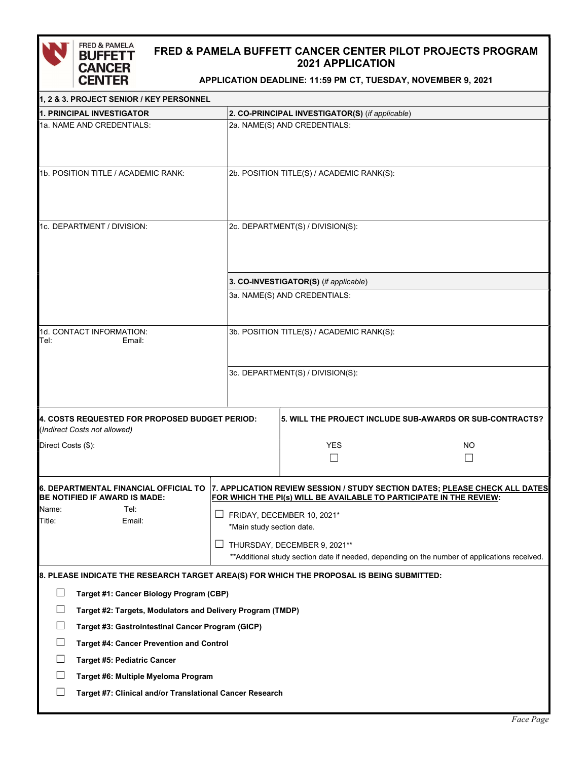# FRED & PAMELA BUFFETT CANCER CENTER PILOT PROJECTS PROGRAM 2021 APPLICATION

**APPLICATION DEADLINE: 11:59 PM CT, TUESDAY, NOVEMBER 9, 2021**

## 1, 2 & 3. PROJECT SENIOR / KEY PERSONNEL

| 1. PRINCIPAL INVESTIGATOR | 2. CO-PRINCIPAL INVESTIGATOR(S) (*if applicable*) |
|---|---|
| 1a. NAME AND CREDENTIALS: | 2a. NAME(S) AND CREDENTIALS: |
| 1b. POSITION TITLE / ACADEMIC RANK: | 2b. POSITION TITLE(S) / ACADEMIC RANK(S): |
| 1c. DEPARTMENT / DIVISION: | 2c. DEPARTMENT(S) / DIVISION(S): |
| | **3. CO-INVESTIGATOR(S)** (*if applicable*) |
| | 3a. NAME(S) AND CREDENTIALS: |
| 1d. CONTACT INFORMATION:<br>Tel: Email: | 3b. POSITION TITLE(S) / ACADEMIC RANK(S): |
| | 3c. DEPARTMENT(S) / DIVISION(S): |

**4. COSTS REQUESTED FOR PROPOSED BUDGET PERIOD:**
(*Indirect Costs not allowed*)

Direct Costs ($):

**5. WILL THE PROJECT INCLUDE SUB-AWARDS OR SUB-CONTRACTS?**

☐ YES ☐ NO

**6. DEPARTMENTAL FINANCIAL OFFICIAL TO BE NOTIFIED IF AWARD IS MADE:**

Name: Tel:
Title: Email:

**7. APPLICATION REVIEW SESSION / STUDY SECTION DATES; PLEASE CHECK ALL DATES FOR WHICH THE PI(s) WILL BE AVAILABLE TO PARTICIPATE IN THE REVIEW:**

☐ FRIDAY, DECEMBER 10, 2021*
*Main study section date.

☐ THURSDAY, DECEMBER 9, 2021**
**Additional study section date if needed, depending on the number of applications received.

**8. PLEASE INDICATE THE RESEARCH TARGET AREA(S) FOR WHICH THE PROPOSAL IS BEING SUBMITTED:**

☐ **Target #1: Cancer Biology Program (CBP)**

☐ **Target #2: Targets, Modulators and Delivery Program (TMDP)**

☐ **Target #3: Gastrointestinal Cancer Program (GICP)**

☐ **Target #4: Cancer Prevention and Control**

☐ **Target #5: Pediatric Cancer**

☐ **Target #6: Multiple Myeloma Program**

☐ **Target #7: Clinical and/or Translational Cancer Research**

*Face Page*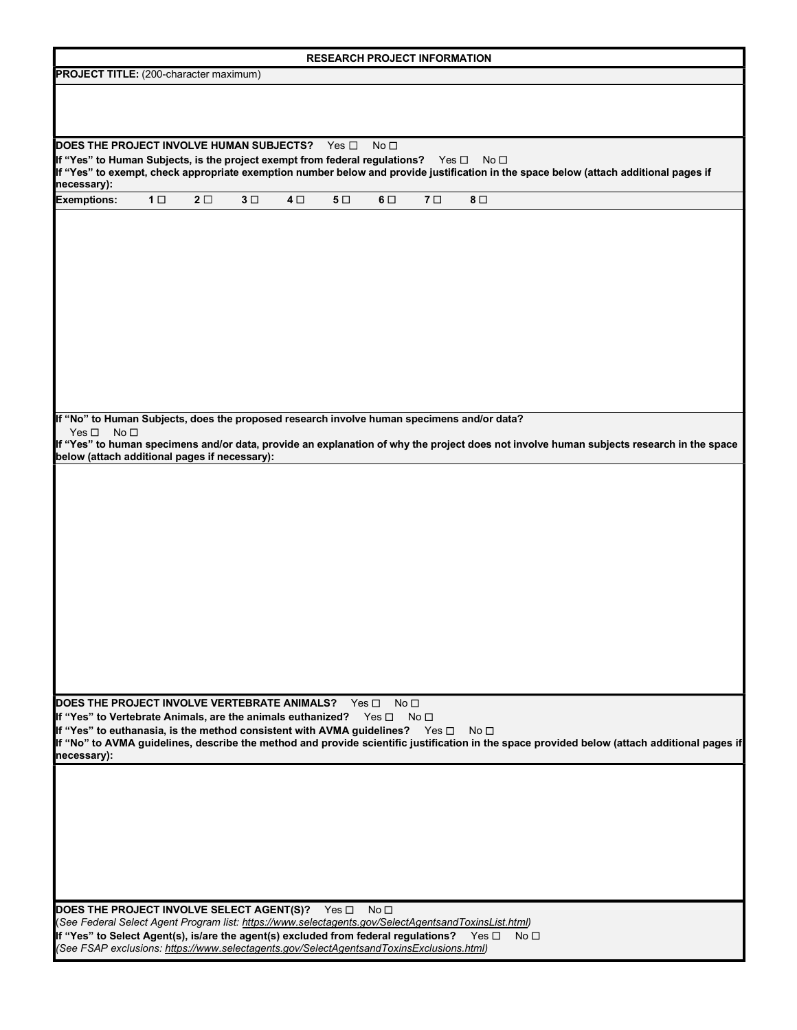**RESEARCH PROJECT INFORMATION**

**PROJECT TITLE:** (200-character maximum)

**DOES THE PROJECT INVOLVE HUMAN SUBJECTS?** Yes ☐ No ☐

**If "Yes" to Human Subjects, is the project exempt from federal regulations?** Yes ☐ No ☐

**If "Yes" to exempt, check appropriate exemption number below and provide justification in the space below (attach additional pages if necessary):**

**Exemptions:** **1** ☐ **2** ☐ **3** ☐ **4** ☐ **5** ☐ **6** ☐ **7** ☐ **8** ☐

**If "No" to Human Subjects, does the proposed research involve human specimens and/or data?**

Yes ☐ No ☐

**If "Yes" to human specimens and/or data, provide an explanation of why the project does not involve human subjects research in the space below (attach additional pages if necessary):**

**DOES THE PROJECT INVOLVE VERTEBRATE ANIMALS?** Yes ☐ No ☐

**If "Yes" to Vertebrate Animals, are the animals euthanized?** Yes ☐ No ☐

**If "Yes" to euthanasia, is the method consistent with AVMA guidelines?** Yes ☐ No ☐

**If "No" to AVMA guidelines, describe the method and provide scientific justification in the space provided below (attach additional pages if necessary):**

**DOES THE PROJECT INVOLVE SELECT AGENT(S)?** Yes ☐ No ☐

(*See Federal Select Agent Program list: https://www.selectagents.gov/SelectAgentsandToxinsList.html*)

**If "Yes" to Select Agent(s), is/are the agent(s) excluded from federal regulations?** Yes ☐ No ☐

*(See FSAP exclusions: https://www.selectagents.gov/SelectAgentsandToxinsExclusions.html)*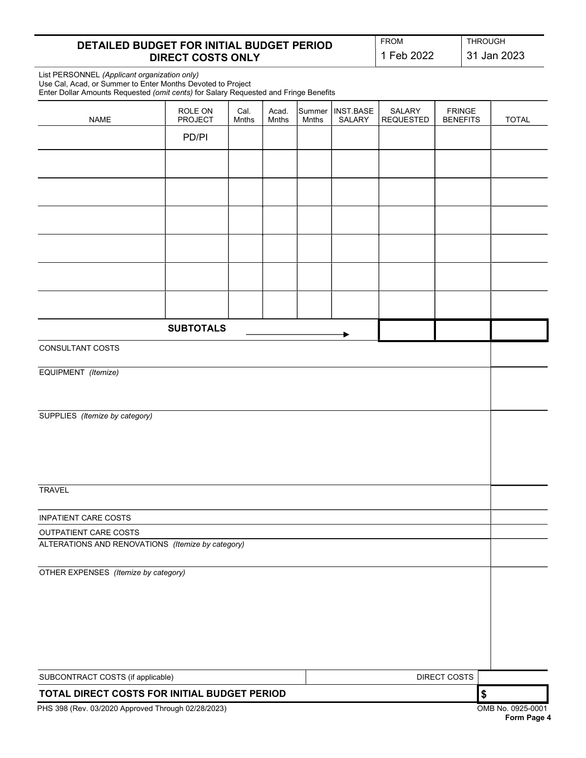## DETAILED BUDGET FOR INITIAL BUDGET PERIOD DIRECT COSTS ONLY

| FROM | THROUGH |
|---|---|
| 1 Feb 2022 | 31 Jan 2023 |

List PERSONNEL *(Applicant organization only)*
Use Cal, Acad, or Summer to Enter Months Devoted to Project
Enter Dollar Amounts Requested *(omit cents)* for Salary Requested and Fringe Benefits

| NAME | ROLE ON PROJECT | Cal. Mnths | Acad. Mnths | Summer Mnths | INST.BASE SALARY | SALARY REQUESTED | FRINGE BENEFITS | TOTAL |
|---|---|---|---|---|---|---|---|---|
| | PD/PI | | | | | | | |
| | | | | | | | | |
| | | | | | | | | |
| | | | | | | | | |
| | | | | | | | | |
| | | | | | | | | |
| | | | | | | | | |
| | **SUBTOTALS** | | | | → | | | |

| Category | TOTAL |
|---|---|
| CONSULTANT COSTS | |
| EQUIPMENT *(Itemize)* | |
| SUPPLIES *(Itemize by category)* | |
| TRAVEL | |
| INPATIENT CARE COSTS | |
| OUTPATIENT CARE COSTS | |
| ALTERATIONS AND RENOVATIONS *(Itemize by category)* | |
| OTHER EXPENSES *(Itemize by category)* | |
| SUBCONTRACT COSTS (if applicable) — DIRECT COSTS | |
| **TOTAL DIRECT COSTS FOR INITIAL BUDGET PERIOD** | **$** |

PHS 398 (Rev. 03/2020 Approved Through 02/28/2023)

OMB No. 0925-0001

**Form Page 4**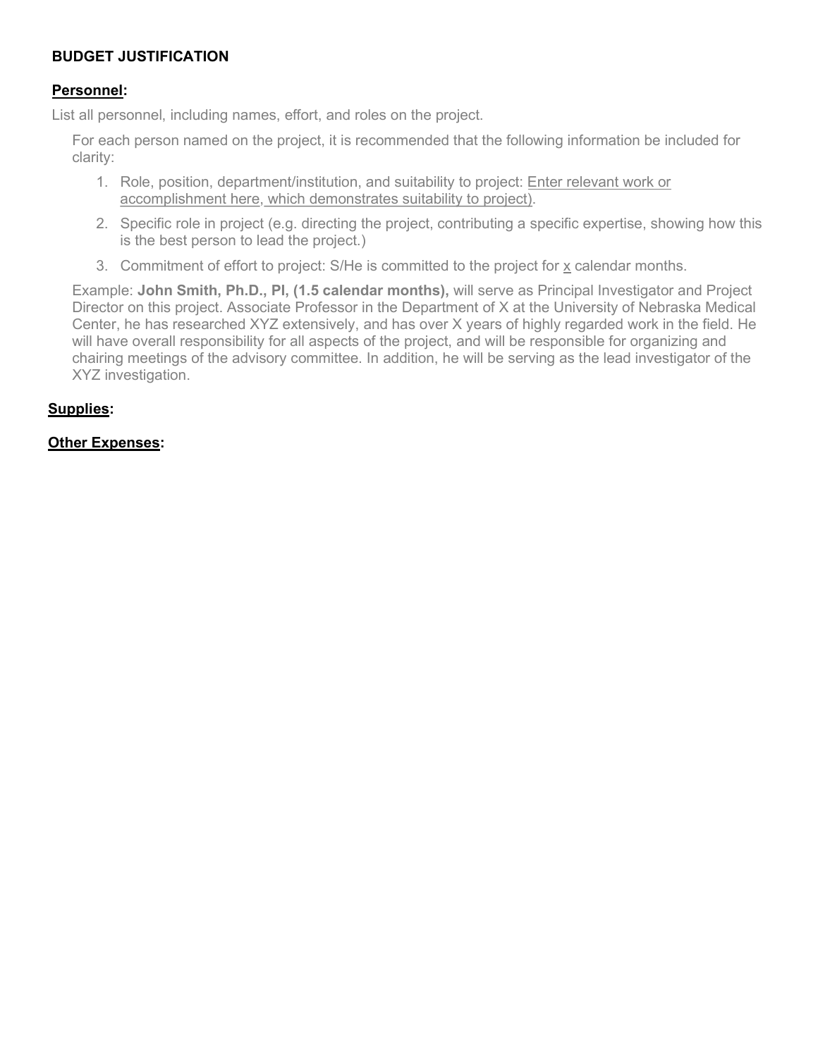## BUDGET JUSTIFICATION

**Personnel:**

List all personnel, including names, effort, and roles on the project.

For each person named on the project, it is recommended that the following information be included for clarity:

1. Role, position, department/institution, and suitability to project: Enter relevant work or accomplishment here, which demonstrates suitability to project).
2. Specific role in project (e.g. directing the project, contributing a specific expertise, showing how this is the best person to lead the project.)
3. Commitment of effort to project: S/He is committed to the project for x calendar months.

Example: **John Smith, Ph.D., PI, (1.5 calendar months),** will serve as Principal Investigator and Project Director on this project. Associate Professor in the Department of X at the University of Nebraska Medical Center, he has researched XYZ extensively, and has over X years of highly regarded work in the field. He will have overall responsibility for all aspects of the project, and will be responsible for organizing and chairing meetings of the advisory committee. In addition, he will be serving as the lead investigator of the XYZ investigation.

**Supplies:**

**Other Expenses:**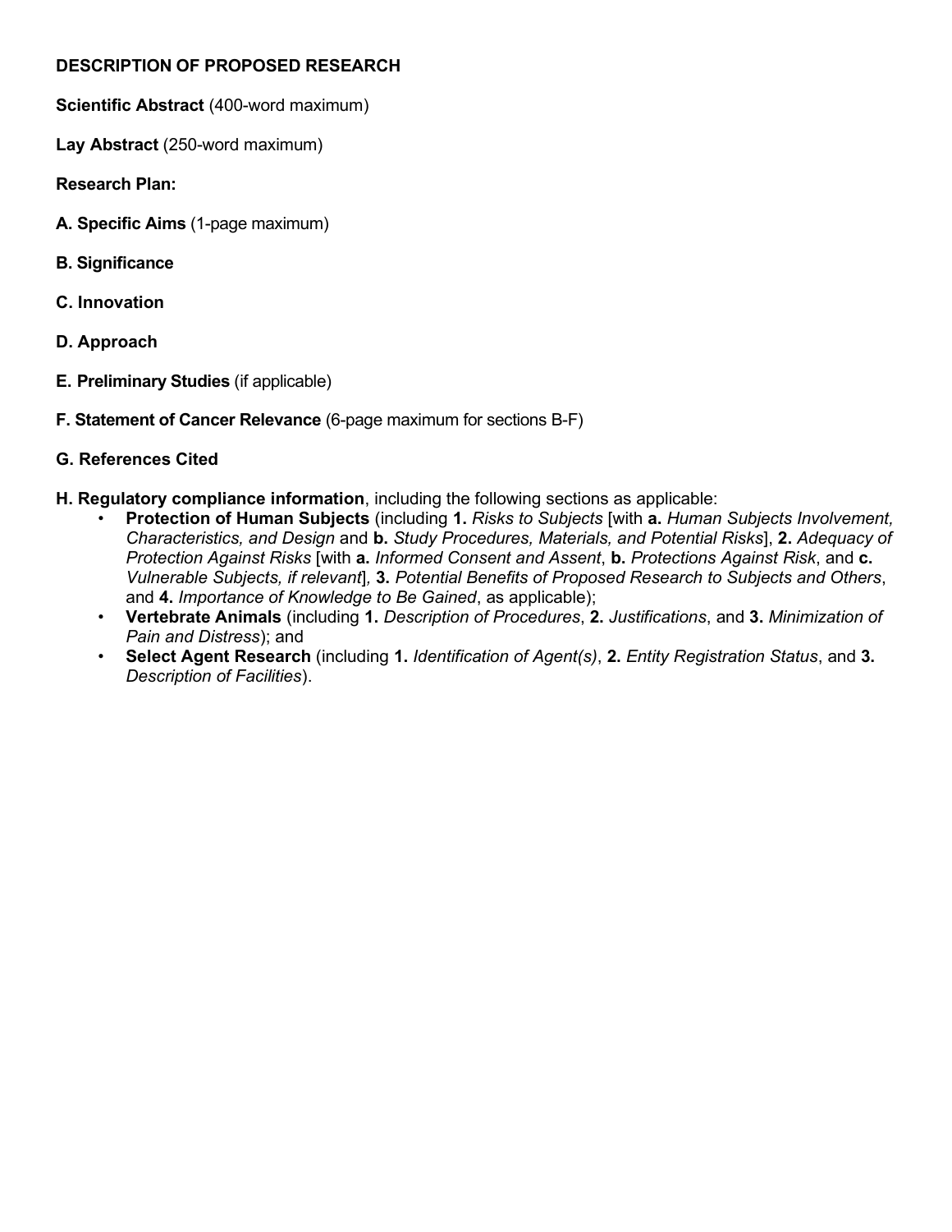**DESCRIPTION OF PROPOSED RESEARCH**

**Scientific Abstract** (400-word maximum)

**Lay Abstract** (250-word maximum)

**Research Plan:**

**A. Specific Aims** (1-page maximum)

**B. Significance**

**C. Innovation**

**D. Approach**

**E. Preliminary Studies** (if applicable)

**F. Statement of Cancer Relevance** (6-page maximum for sections B-F)

**G. References Cited**

**H. Regulatory compliance information**, including the following sections as applicable:

- **Protection of Human Subjects** (including **1.** *Risks to Subjects* [with **a.** *Human Subjects Involvement, Characteristics, and Design* and **b.** *Study Procedures, Materials, and Potential Risks*], **2.** *Adequacy of Protection Against Risks* [with **a.** *Informed Consent and Assent*, **b.** *Protections Against Risk*, and **c.** *Vulnerable Subjects, if relevant*], **3.** *Potential Benefits of Proposed Research to Subjects and Others*, and **4.** *Importance of Knowledge to Be Gained*, as applicable);
- **Vertebrate Animals** (including **1.** *Description of Procedures*, **2.** *Justifications*, and **3.** *Minimization of Pain and Distress*); and
- **Select Agent Research** (including **1.** *Identification of Agent(s)*, **2.** *Entity Registration Status*, and **3.** *Description of Facilities*).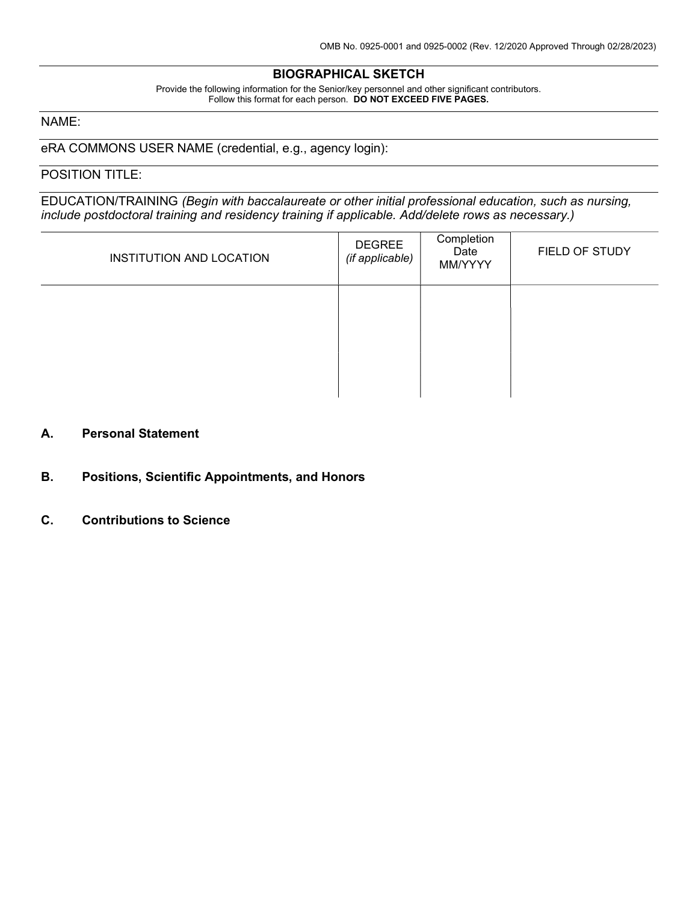OMB No. 0925-0001 and 0925-0002 (Rev. 12/2020 Approved Through 02/28/2023)

## BIOGRAPHICAL SKETCH

Provide the following information for the Senior/key personnel and other significant contributors.
Follow this format for each person. **DO NOT EXCEED FIVE PAGES.**

NAME:

eRA COMMONS USER NAME (credential, e.g., agency login):

POSITION TITLE:

EDUCATION/TRAINING *(Begin with baccalaureate or other initial professional education, such as nursing, include postdoctoral training and residency training if applicable. Add/delete rows as necessary.)*

| INSTITUTION AND LOCATION | DEGREE *(if applicable)* | Completion Date MM/YYYY | FIELD OF STUDY |
|---|---|---|---|
| | | | |

### A. Personal Statement

### B. Positions, Scientific Appointments, and Honors

### C. Contributions to Science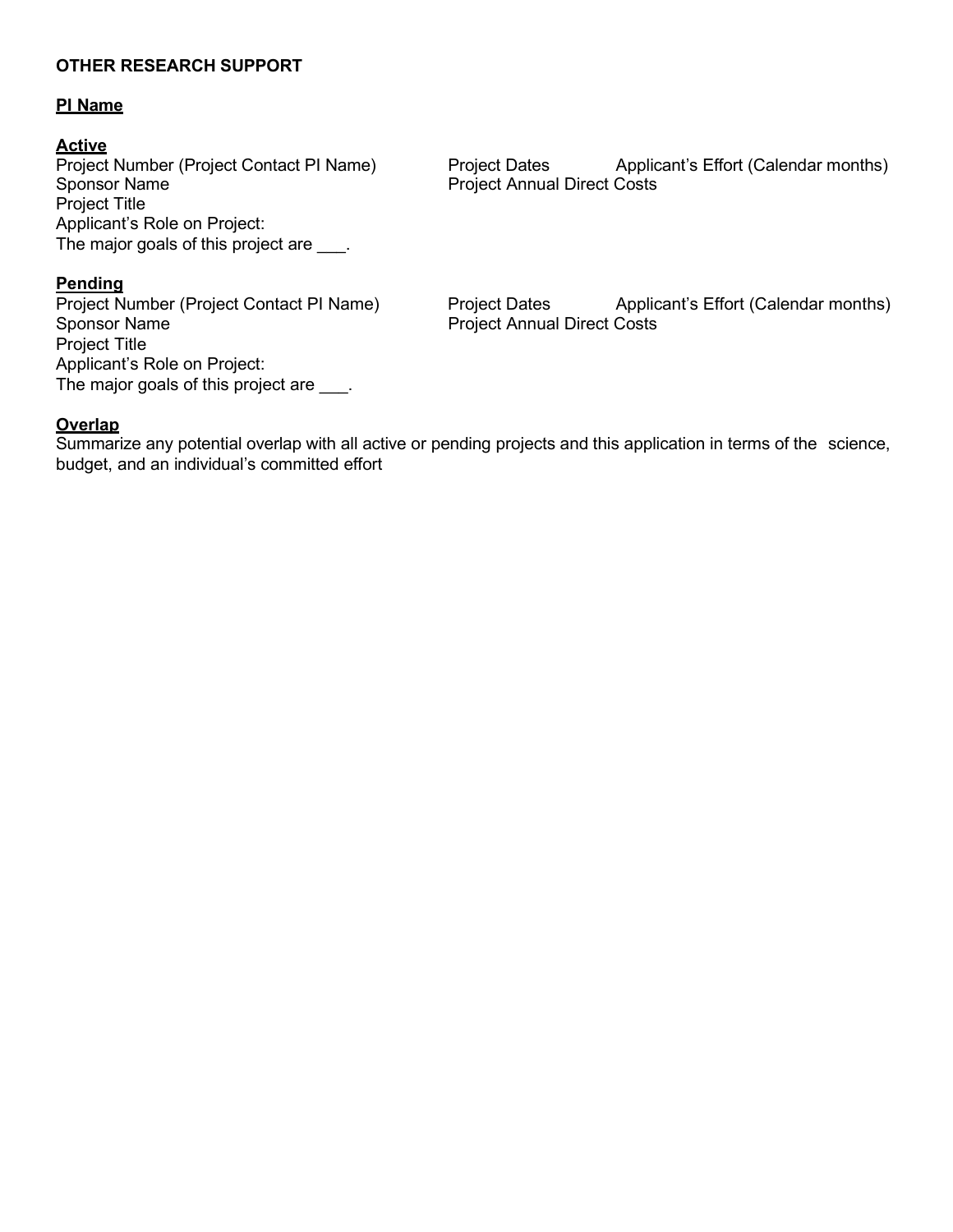**OTHER RESEARCH SUPPORT**

**<u>PI Name</u>**

**<u>Active</u>**

Project Number (Project Contact PI Name) Project Dates Applicant's Effort (Calendar months)
Sponsor Name Project Annual Direct Costs
Project Title
Applicant's Role on Project:
The major goals of this project are ___.

**<u>Pending</u>**

Project Number (Project Contact PI Name) Project Dates Applicant's Effort (Calendar months)
Sponsor Name Project Annual Direct Costs
Project Title
Applicant's Role on Project:
The major goals of this project are ___.

**<u>Overlap</u>**

Summarize any potential overlap with all active or pending projects and this application in terms of the science, budget, and an individual's committed effort